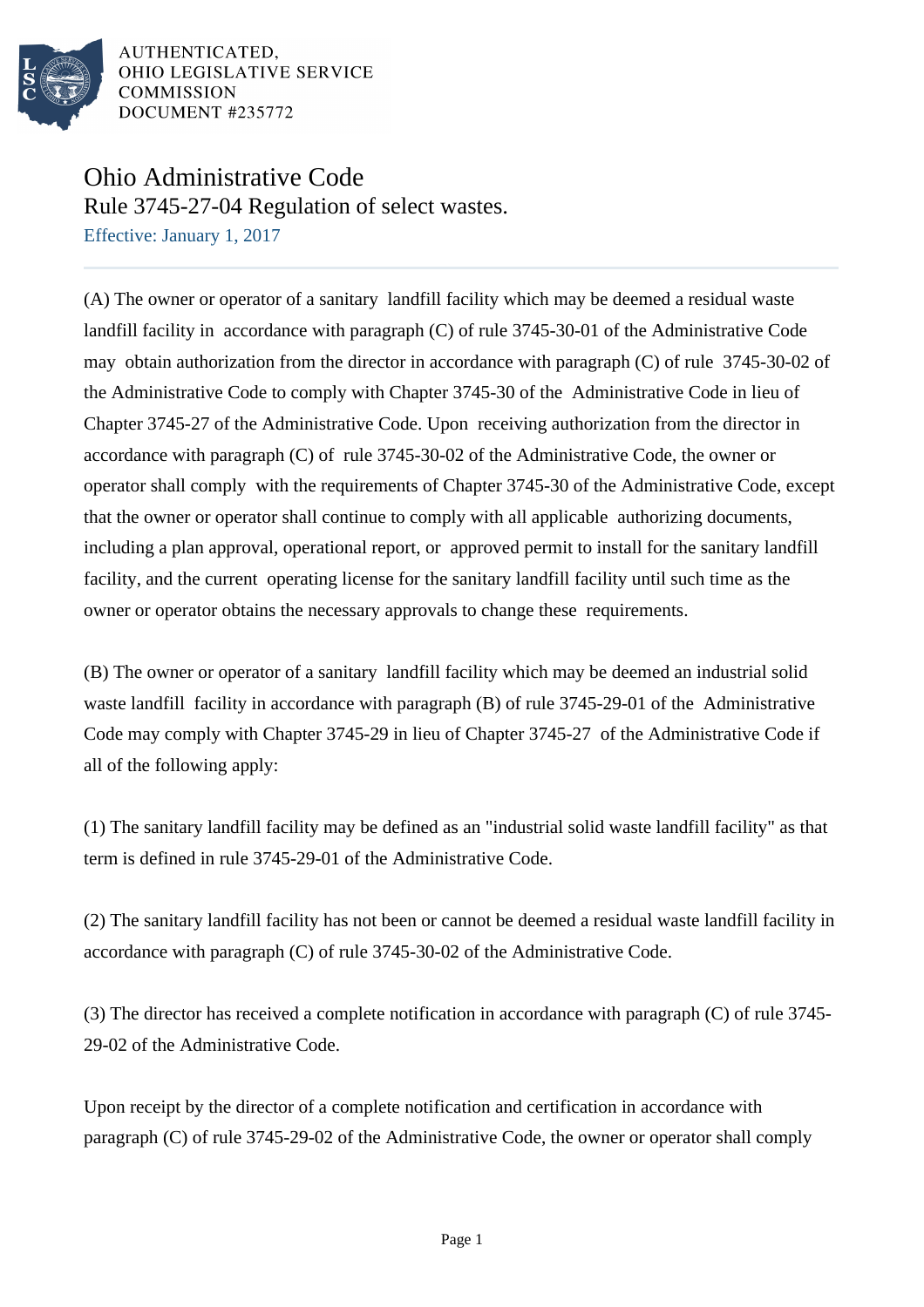AUTHENTICATED, OHIO LEGISLATIVE SERVICE COMMISSION DOCUMENT #235772

# Ohio Administrative Code

## Rule 3745-27-04 Regulation of select wastes.

Effective: January 1, 2017

(A) The owner or operator of a sanitary landfill facility which may be deemed a residual waste landfill facility in accordance with paragraph (C) of rule 3745-30-01 of the Administrative Code may obtain authorization from the director in accordance with paragraph (C) of rule 3745-30-02 of the Administrative Code to comply with Chapter 3745-30 of the Administrative Code in lieu of Chapter 3745-27 of the Administrative Code. Upon receiving authorization from the director in accordance with paragraph (C) of rule 3745-30-02 of the Administrative Code, the owner or operator shall comply with the requirements of Chapter 3745-30 of the Administrative Code, except that the owner or operator shall continue to comply with all applicable authorizing documents, including a plan approval, operational report, or approved permit to install for the sanitary landfill facility, and the current operating license for the sanitary landfill facility until such time as the owner or operator obtains the necessary approvals to change these requirements.

(B) The owner or operator of a sanitary landfill facility which may be deemed an industrial solid waste landfill facility in accordance with paragraph (B) of rule 3745-29-01 of the Administrative Code may comply with Chapter 3745-29 in lieu of Chapter 3745-27 of the Administrative Code if all of the following apply:

(1) The sanitary landfill facility may be defined as an "industrial solid waste landfill facility" as that term is defined in rule 3745-29-01 of the Administrative Code.

(2) The sanitary landfill facility has not been or cannot be deemed a residual waste landfill facility in accordance with paragraph (C) of rule 3745-30-02 of the Administrative Code.

(3) The director has received a complete notification in accordance with paragraph (C) of rule 3745-29-02 of the Administrative Code.

Upon receipt by the director of a complete notification and certification in accordance with paragraph (C) of rule 3745-29-02 of the Administrative Code, the owner or operator shall comply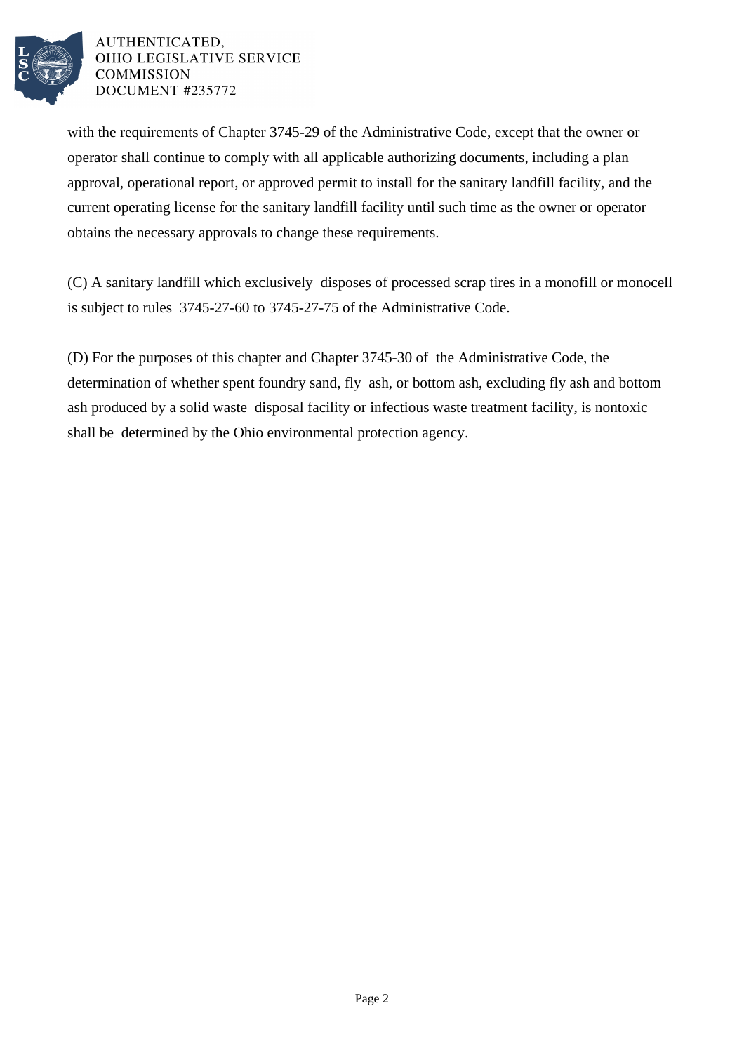with the requirements of Chapter 3745-29 of the Administrative Code, except that the owner or operator shall continue to comply with all applicable authorizing documents, including a plan approval, operational report, or approved permit to install for the sanitary landfill facility, and the current operating license for the sanitary landfill facility until such time as the owner or operator obtains the necessary approvals to change these requirements.

(C) A sanitary landfill which exclusively disposes of processed scrap tires in a monofill or monocell is subject to rules 3745-27-60 to 3745-27-75 of the Administrative Code.

(D) For the purposes of this chapter and Chapter 3745-30 of the Administrative Code, the determination of whether spent foundry sand, fly ash, or bottom ash, excluding fly ash and bottom ash produced by a solid waste disposal facility or infectious waste treatment facility, is nontoxic shall be determined by the Ohio environmental protection agency.